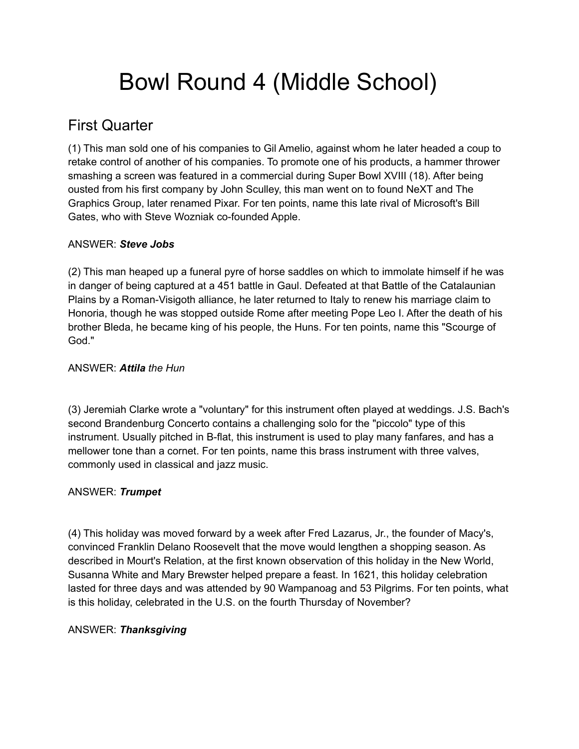# Bowl Round 4 (Middle School)

## First Quarter

(1) This man sold one of his companies to Gil Amelio, against whom he later headed a coup to retake control of another of his companies. To promote one of his products, a hammer thrower smashing a screen was featured in a commercial during Super Bowl XVIII (18). After being ousted from his first company by John Sculley, this man went on to found NeXT and The Graphics Group, later renamed Pixar. For ten points, name this late rival of Microsoft's Bill Gates, who with Steve Wozniak co-founded Apple.

ANSWER: ***Steve Jobs***

(2) This man heaped up a funeral pyre of horse saddles on which to immolate himself if he was in danger of being captured at a 451 battle in Gaul. Defeated at that Battle of the Catalaunian Plains by a Roman-Visigoth alliance, he later returned to Italy to renew his marriage claim to Honoria, though he was stopped outside Rome after meeting Pope Leo I. After the death of his brother Bleda, he became king of his people, the Huns. For ten points, name this "Scourge of God."

ANSWER: ***Attila*** *the Hun*

(3) Jeremiah Clarke wrote a "voluntary" for this instrument often played at weddings. J.S. Bach's second Brandenburg Concerto contains a challenging solo for the "piccolo" type of this instrument. Usually pitched in B-flat, this instrument is used to play many fanfares, and has a mellower tone than a cornet. For ten points, name this brass instrument with three valves, commonly used in classical and jazz music.

ANSWER: ***Trumpet***

(4) This holiday was moved forward by a week after Fred Lazarus, Jr., the founder of Macy's, convinced Franklin Delano Roosevelt that the move would lengthen a shopping season. As described in Mourt's Relation, at the first known observation of this holiday in the New World, Susanna White and Mary Brewster helped prepare a feast. In 1621, this holiday celebration lasted for three days and was attended by 90 Wampanoag and 53 Pilgrims. For ten points, what is this holiday, celebrated in the U.S. on the fourth Thursday of November?

ANSWER: ***Thanksgiving***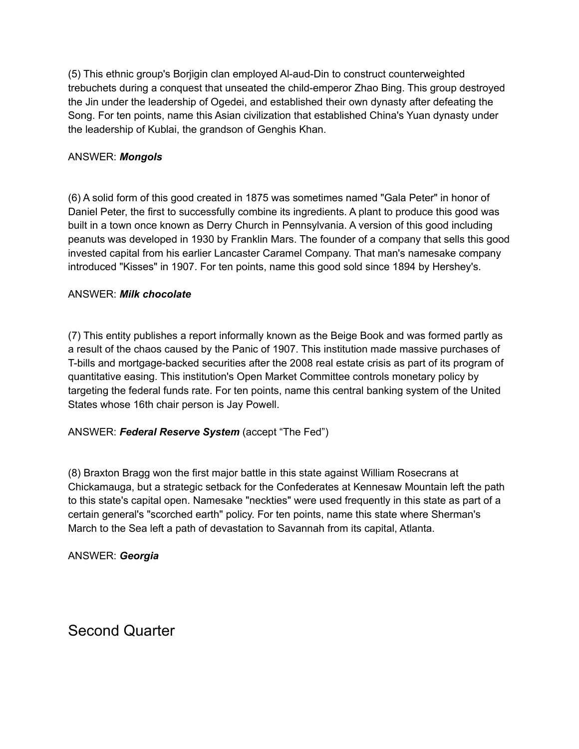(5) This ethnic group's Borjigin clan employed Al-aud-Din to construct counterweighted trebuchets during a conquest that unseated the child-emperor Zhao Bing. This group destroyed the Jin under the leadership of Ogedei, and established their own dynasty after defeating the Song. For ten points, name this Asian civilization that established China's Yuan dynasty under the leadership of Kublai, the grandson of Genghis Khan.

ANSWER: ***Mongols***

(6) A solid form of this good created in 1875 was sometimes named "Gala Peter" in honor of Daniel Peter, the first to successfully combine its ingredients. A plant to produce this good was built in a town once known as Derry Church in Pennsylvania. A version of this good including peanuts was developed in 1930 by Franklin Mars. The founder of a company that sells this good invested capital from his earlier Lancaster Caramel Company. That man's namesake company introduced "Kisses" in 1907. For ten points, name this good sold since 1894 by Hershey's.

ANSWER: ***Milk chocolate***

(7) This entity publishes a report informally known as the Beige Book and was formed partly as a result of the chaos caused by the Panic of 1907. This institution made massive purchases of T-bills and mortgage-backed securities after the 2008 real estate crisis as part of its program of quantitative easing. This institution's Open Market Committee controls monetary policy by targeting the federal funds rate. For ten points, name this central banking system of the United States whose 16th chair person is Jay Powell.

ANSWER: ***Federal Reserve System*** (accept "The Fed")

(8) Braxton Bragg won the first major battle in this state against William Rosecrans at Chickamauga, but a strategic setback for the Confederates at Kennesaw Mountain left the path to this state's capital open. Namesake "neckties" were used frequently in this state as part of a certain general's "scorched earth" policy. For ten points, name this state where Sherman's March to the Sea left a path of devastation to Savannah from its capital, Atlanta.

ANSWER: ***Georgia***

# Second Quarter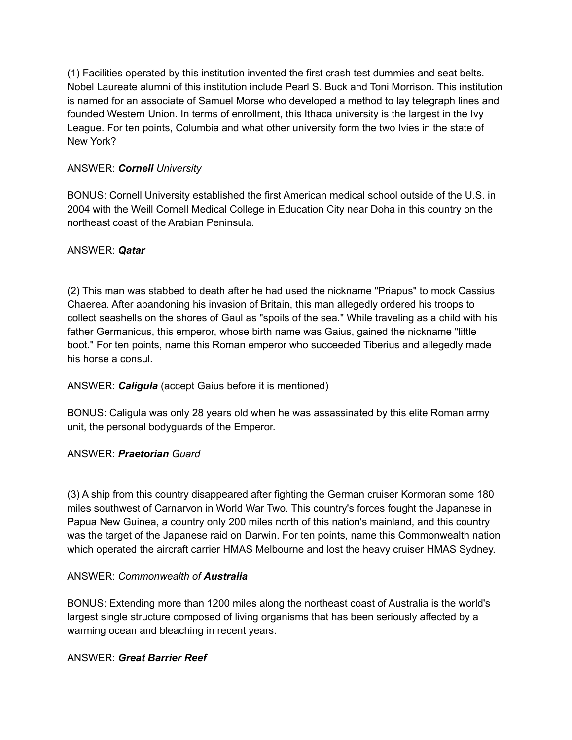(1) Facilities operated by this institution invented the first crash test dummies and seat belts. Nobel Laureate alumni of this institution include Pearl S. Buck and Toni Morrison. This institution is named for an associate of Samuel Morse who developed a method to lay telegraph lines and founded Western Union. In terms of enrollment, this Ithaca university is the largest in the Ivy League. For ten points, Columbia and what other university form the two Ivies in the state of New York?

ANSWER: ***Cornell*** *University*

BONUS: Cornell University established the first American medical school outside of the U.S. in 2004 with the Weill Cornell Medical College in Education City near Doha in this country on the northeast coast of the Arabian Peninsula.

ANSWER: ***Qatar***

(2) This man was stabbed to death after he had used the nickname "Priapus" to mock Cassius Chaerea. After abandoning his invasion of Britain, this man allegedly ordered his troops to collect seashells on the shores of Gaul as "spoils of the sea." While traveling as a child with his father Germanicus, this emperor, whose birth name was Gaius, gained the nickname "little boot." For ten points, name this Roman emperor who succeeded Tiberius and allegedly made his horse a consul.

ANSWER: ***Caligula*** (accept Gaius before it is mentioned)

BONUS: Caligula was only 28 years old when he was assassinated by this elite Roman army unit, the personal bodyguards of the Emperor.

ANSWER: ***Praetorian*** *Guard*

(3) A ship from this country disappeared after fighting the German cruiser Kormoran some 180 miles southwest of Carnarvon in World War Two. This country's forces fought the Japanese in Papua New Guinea, a country only 200 miles north of this nation's mainland, and this country was the target of the Japanese raid on Darwin. For ten points, name this Commonwealth nation which operated the aircraft carrier HMAS Melbourne and lost the heavy cruiser HMAS Sydney.

ANSWER: *Commonwealth of* ***Australia***

BONUS: Extending more than 1200 miles along the northeast coast of Australia is the world's largest single structure composed of living organisms that has been seriously affected by a warming ocean and bleaching in recent years.

ANSWER: ***Great Barrier Reef***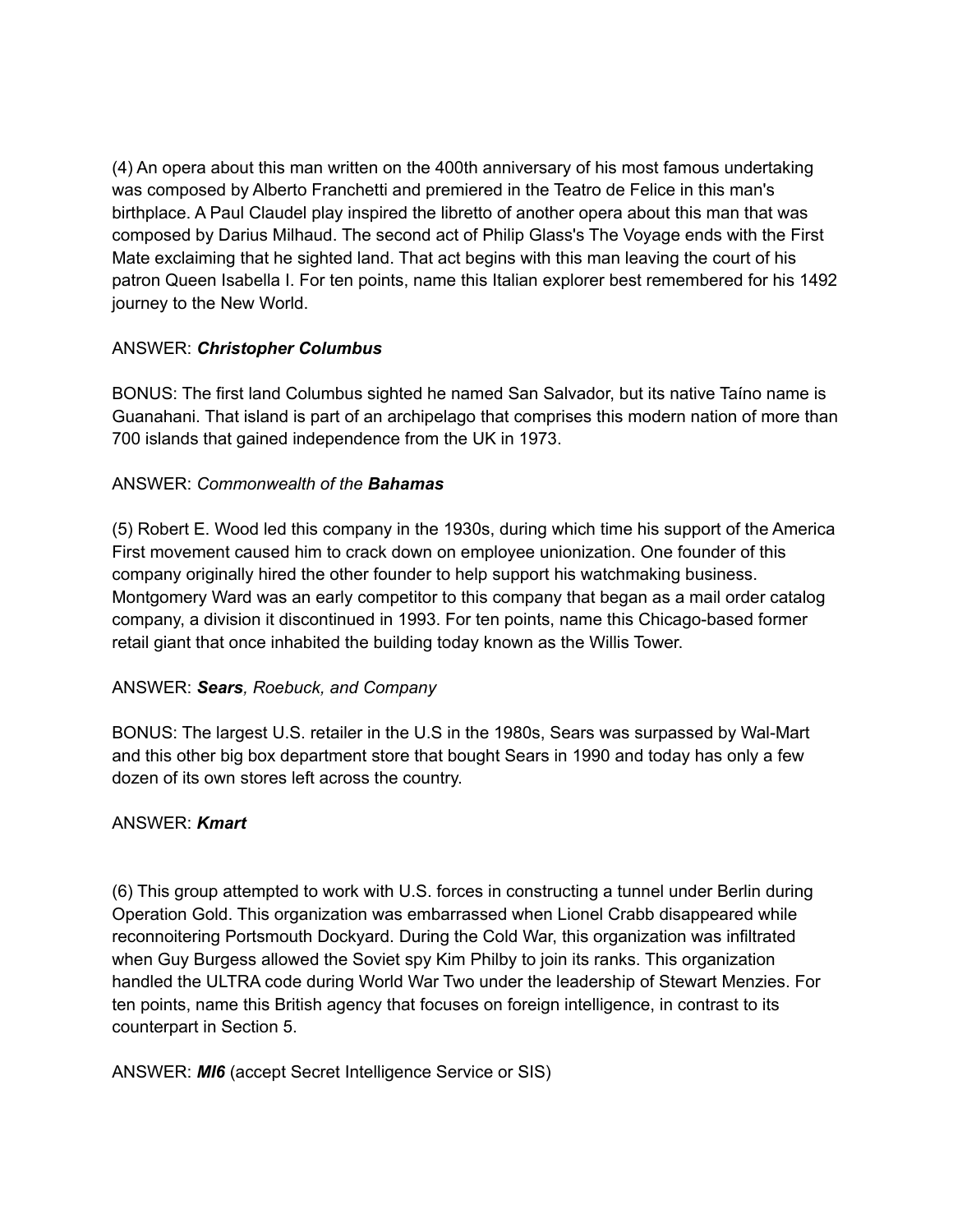(4) An opera about this man written on the 400th anniversary of his most famous undertaking was composed by Alberto Franchetti and premiered in the Teatro de Felice in this man's birthplace. A Paul Claudel play inspired the libretto of another opera about this man that was composed by Darius Milhaud. The second act of Philip Glass's The Voyage ends with the First Mate exclaiming that he sighted land. That act begins with this man leaving the court of his patron Queen Isabella I. For ten points, name this Italian explorer best remembered for his 1492 journey to the New World.

ANSWER: ***Christopher Columbus***

BONUS: The first land Columbus sighted he named San Salvador, but its native Taíno name is Guanahani. That island is part of an archipelago that comprises this modern nation of more than 700 islands that gained independence from the UK in 1973.

ANSWER: *Commonwealth of the* ***Bahamas***

(5) Robert E. Wood led this company in the 1930s, during which time his support of the America First movement caused him to crack down on employee unionization. One founder of this company originally hired the other founder to help support his watchmaking business. Montgomery Ward was an early competitor to this company that began as a mail order catalog company, a division it discontinued in 1993. For ten points, name this Chicago-based former retail giant that once inhabited the building today known as the Willis Tower.

ANSWER: ***Sears****, Roebuck, and Company*

BONUS: The largest U.S. retailer in the U.S in the 1980s, Sears was surpassed by Wal-Mart and this other big box department store that bought Sears in 1990 and today has only a few dozen of its own stores left across the country.

ANSWER: ***Kmart***

(6) This group attempted to work with U.S. forces in constructing a tunnel under Berlin during Operation Gold. This organization was embarrassed when Lionel Crabb disappeared while reconnoitering Portsmouth Dockyard. During the Cold War, this organization was infiltrated when Guy Burgess allowed the Soviet spy Kim Philby to join its ranks. This organization handled the ULTRA code during World War Two under the leadership of Stewart Menzies. For ten points, name this British agency that focuses on foreign intelligence, in contrast to its counterpart in Section 5.

ANSWER: ***MI6*** (accept Secret Intelligence Service or SIS)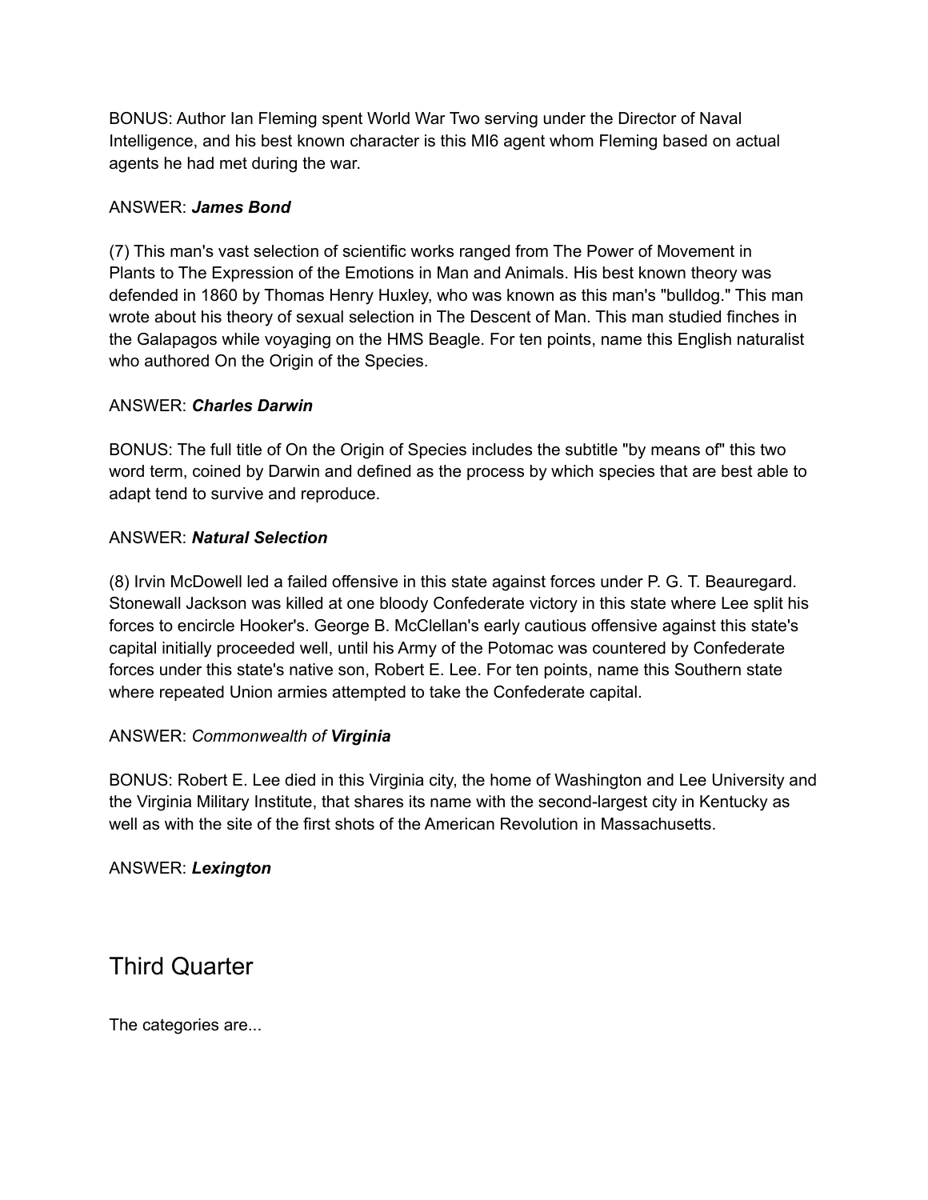BONUS: Author Ian Fleming spent World War Two serving under the Director of Naval Intelligence, and his best known character is this MI6 agent whom Fleming based on actual agents he had met during the war.

ANSWER: ***James Bond***

(7) This man's vast selection of scientific works ranged from The Power of Movement in Plants to The Expression of the Emotions in Man and Animals. His best known theory was defended in 1860 by Thomas Henry Huxley, who was known as this man's "bulldog." This man wrote about his theory of sexual selection in The Descent of Man. This man studied finches in the Galapagos while voyaging on the HMS Beagle. For ten points, name this English naturalist who authored On the Origin of the Species.

ANSWER: ***Charles Darwin***

BONUS: The full title of On the Origin of Species includes the subtitle "by means of" this two word term, coined by Darwin and defined as the process by which species that are best able to adapt tend to survive and reproduce.

ANSWER: ***Natural Selection***

(8) Irvin McDowell led a failed offensive in this state against forces under P. G. T. Beauregard. Stonewall Jackson was killed at one bloody Confederate victory in this state where Lee split his forces to encircle Hooker's. George B. McClellan's early cautious offensive against this state's capital initially proceeded well, until his Army of the Potomac was countered by Confederate forces under this state's native son, Robert E. Lee. For ten points, name this Southern state where repeated Union armies attempted to take the Confederate capital.

ANSWER: *Commonwealth of* ***Virginia***

BONUS: Robert E. Lee died in this Virginia city, the home of Washington and Lee University and the Virginia Military Institute, that shares its name with the second-largest city in Kentucky as well as with the site of the first shots of the American Revolution in Massachusetts.

ANSWER: ***Lexington***

## Third Quarter

The categories are...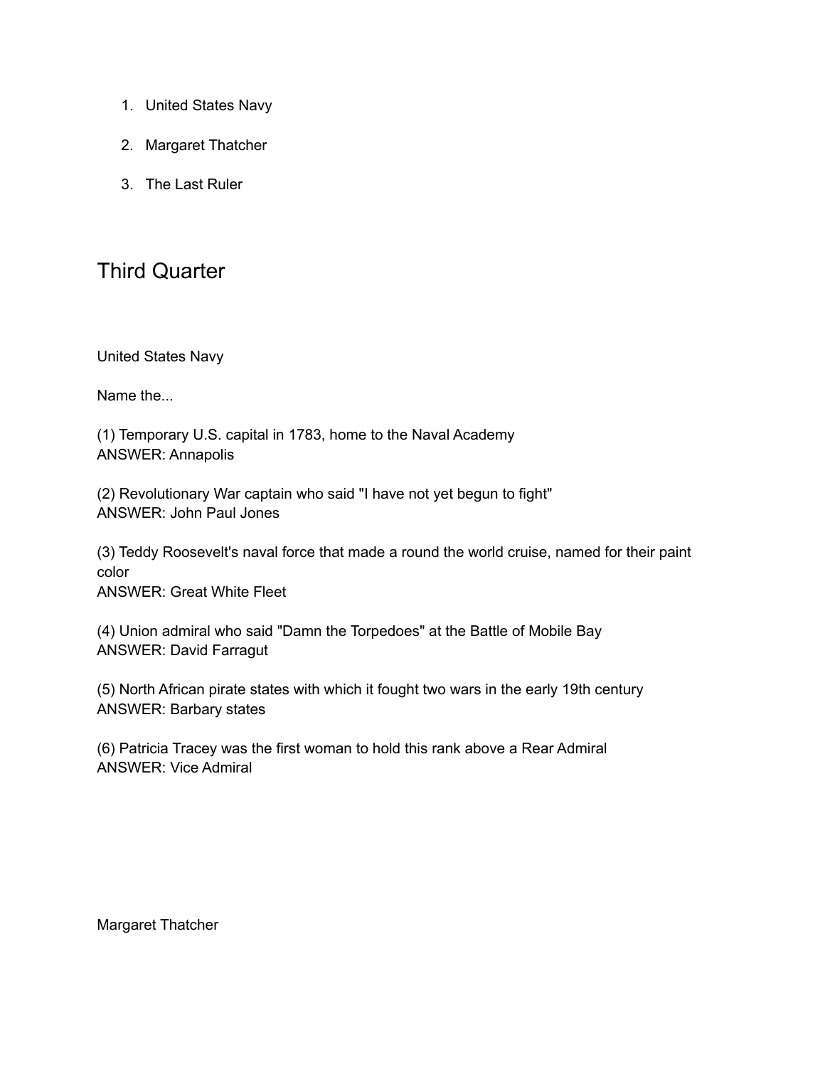1. United States Navy
2. Margaret Thatcher
3. The Last Ruler

## Third Quarter

United States Navy

Name the...

(1) Temporary U.S. capital in 1783, home to the Naval Academy
ANSWER: Annapolis

(2) Revolutionary War captain who said "I have not yet begun to fight"
ANSWER: John Paul Jones

(3) Teddy Roosevelt's naval force that made a round the world cruise, named for their paint color
ANSWER: Great White Fleet

(4) Union admiral who said "Damn the Torpedoes" at the Battle of Mobile Bay
ANSWER: David Farragut

(5) North African pirate states with which it fought two wars in the early 19th century
ANSWER: Barbary states

(6) Patricia Tracey was the first woman to hold this rank above a Rear Admiral
ANSWER: Vice Admiral

Margaret Thatcher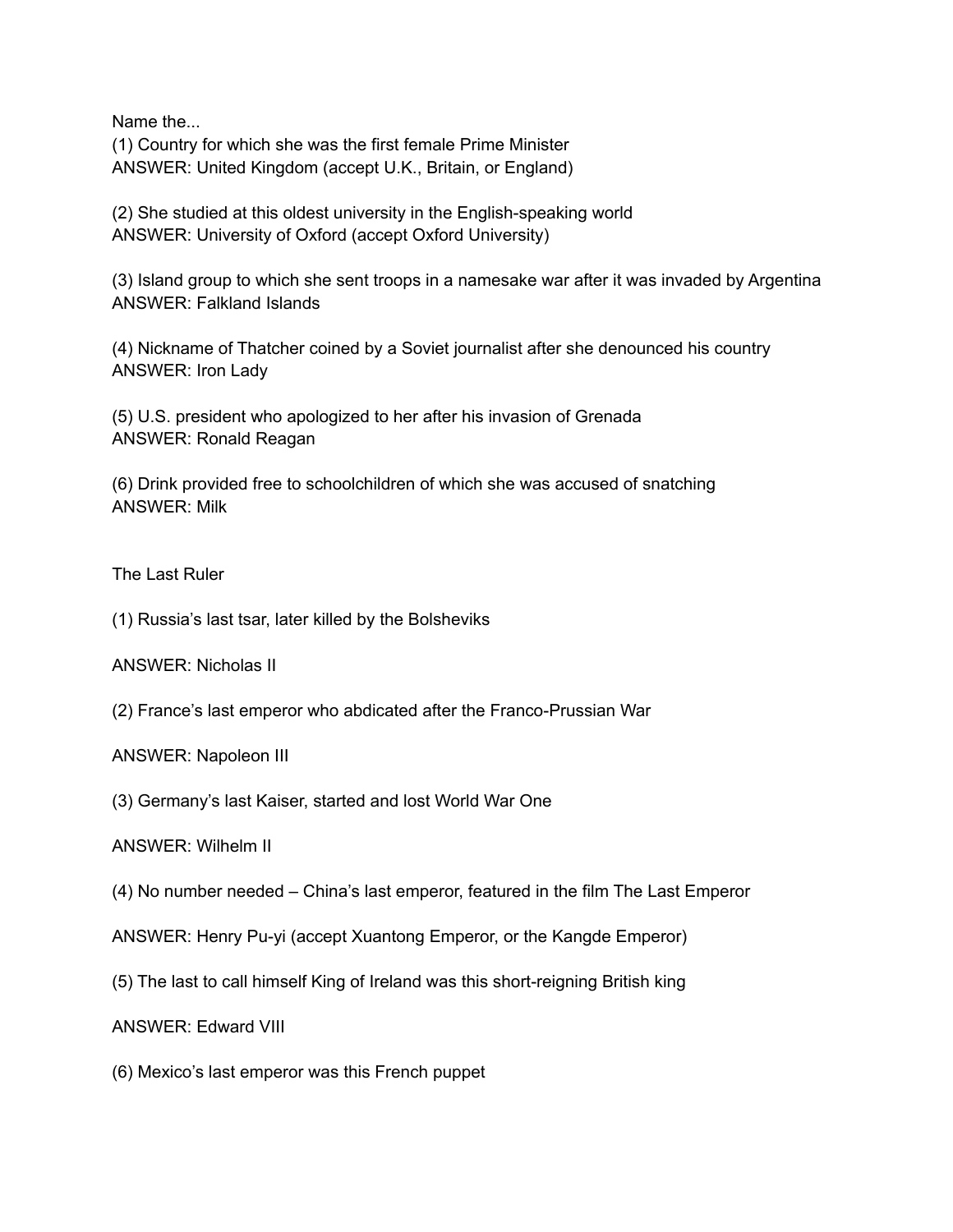Name the...

(1) Country for which she was the first female Prime Minister
ANSWER: United Kingdom (accept U.K., Britain, or England)

(2) She studied at this oldest university in the English-speaking world
ANSWER: University of Oxford (accept Oxford University)

(3) Island group to which she sent troops in a namesake war after it was invaded by Argentina
ANSWER: Falkland Islands

(4) Nickname of Thatcher coined by a Soviet journalist after she denounced his country
ANSWER: Iron Lady

(5) U.S. president who apologized to her after his invasion of Grenada
ANSWER: Ronald Reagan

(6) Drink provided free to schoolchildren of which she was accused of snatching
ANSWER: Milk

The Last Ruler

(1) Russia's last tsar, later killed by the Bolsheviks

ANSWER: Nicholas II

(2) France's last emperor who abdicated after the Franco-Prussian War

ANSWER: Napoleon III

(3) Germany's last Kaiser, started and lost World War One

ANSWER: Wilhelm II

(4) No number needed – China's last emperor, featured in the film The Last Emperor

ANSWER: Henry Pu-yi (accept Xuantong Emperor, or the Kangde Emperor)

(5) The last to call himself King of Ireland was this short-reigning British king

ANSWER: Edward VIII

(6) Mexico's last emperor was this French puppet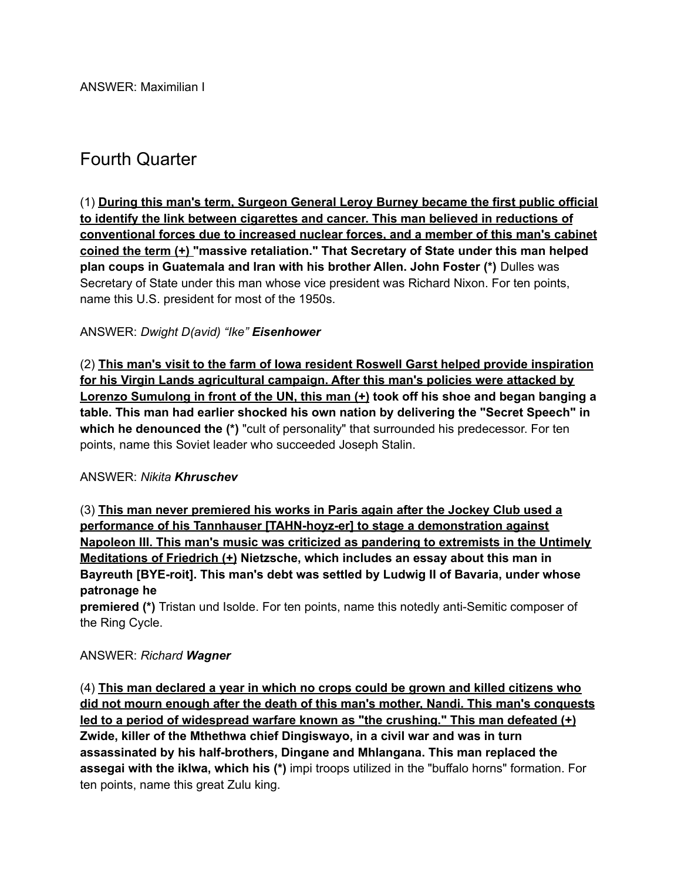ANSWER: Maximilian I

## Fourth Quarter

(1) <u>**During this man's term, Surgeon General Leroy Burney became the first public official to identify the link between cigarettes and cancer. This man believed in reductions of conventional forces due to increased nuclear forces, and a member of this man's cabinet coined the term (+)**</u> **"massive retaliation." That Secretary of State under this man helped plan coups in Guatemala and Iran with his brother Allen. John Foster (*)** Dulles was Secretary of State under this man whose vice president was Richard Nixon. For ten points, name this U.S. president for most of the 1950s.

ANSWER: *Dwight D(avid) "Ike"* ***Eisenhower***

(2) <u>**This man's visit to the farm of Iowa resident Roswell Garst helped provide inspiration for his Virgin Lands agricultural campaign. After this man's policies were attacked by Lorenzo Sumulong in front of the UN, this man (+)**</u> **took off his shoe and began banging a table. This man had earlier shocked his own nation by delivering the "Secret Speech" in which he denounced the (*)** "cult of personality" that surrounded his predecessor. For ten points, name this Soviet leader who succeeded Joseph Stalin.

ANSWER: *Nikita* ***Khruschev***

(3) <u>**This man never premiered his works in Paris again after the Jockey Club used a performance of his Tannhauser [TAHN-hoyz-er] to stage a demonstration against Napoleon III. This man's music was criticized as pandering to extremists in the Untimely Meditations of Friedrich (+)**</u> **Nietzsche, which includes an essay about this man in Bayreuth [BYE-roit]. This man's debt was settled by Ludwig II of Bavaria, under whose patronage he premiered (*)** Tristan und Isolde. For ten points, name this notedly anti-Semitic composer of the Ring Cycle.

ANSWER: *Richard* ***Wagner***

(4) <u>**This man declared a year in which no crops could be grown and killed citizens who did not mourn enough after the death of this man's mother, Nandi. This man's conquests led to a period of widespread warfare known as "the crushing." This man defeated (+)**</u> **Zwide, killer of the Mthethwa chief Dingiswayo, in a civil war and was in turn assassinated by his half-brothers, Dingane and Mhlangana. This man replaced the assegai with the iklwa, which his (*)** impi troops utilized in the "buffalo horns" formation. For ten points, name this great Zulu king.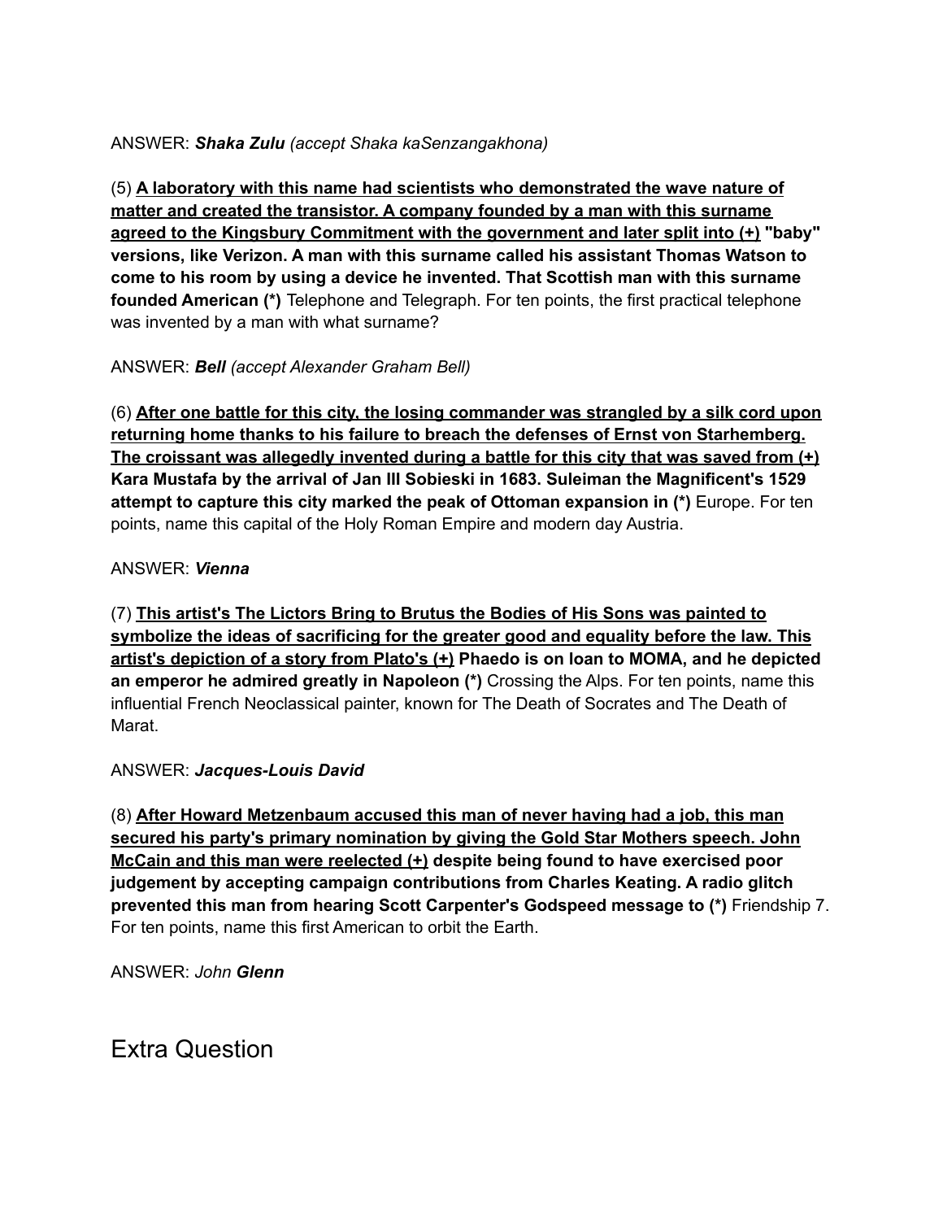ANSWER: ***Shaka Zulu*** *(accept Shaka kaSenzangakhona)*

(5) <u>**A laboratory with this name had scientists who demonstrated the wave nature of matter and created the transistor. A company founded by a man with this surname agreed to the Kingsbury Commitment with the government and later split into (+)**</u> **"baby" versions, like Verizon. A man with this surname called his assistant Thomas Watson to come to his room by using a device he invented. That Scottish man with this surname founded American (*)** Telephone and Telegraph. For ten points, the first practical telephone was invented by a man with what surname?

ANSWER: ***Bell*** *(accept Alexander Graham Bell)*

(6) <u>**After one battle for this city, the losing commander was strangled by a silk cord upon returning home thanks to his failure to breach the defenses of Ernst von Starhemberg. The croissant was allegedly invented during a battle for this city that was saved from (+)**</u> **Kara Mustafa by the arrival of Jan III Sobieski in 1683. Suleiman the Magnificent's 1529 attempt to capture this city marked the peak of Ottoman expansion in (*)** Europe. For ten points, name this capital of the Holy Roman Empire and modern day Austria.

ANSWER: ***Vienna***

(7) <u>**This artist's The Lictors Bring to Brutus the Bodies of His Sons was painted to symbolize the ideas of sacrificing for the greater good and equality before the law. This artist's depiction of a story from Plato's (+)**</u> **Phaedo is on loan to MOMA, and he depicted an emperor he admired greatly in Napoleon (*)** Crossing the Alps. For ten points, name this influential French Neoclassical painter, known for The Death of Socrates and The Death of Marat.

ANSWER: ***Jacques-Louis David***

(8) <u>**After Howard Metzenbaum accused this man of never having had a job, this man secured his party's primary nomination by giving the Gold Star Mothers speech. John McCain and this man were reelected (+)**</u> **despite being found to have exercised poor judgement by accepting campaign contributions from Charles Keating. A radio glitch prevented this man from hearing Scott Carpenter's Godspeed message to (*)** Friendship 7. For ten points, name this first American to orbit the Earth.

ANSWER: *John* ***Glenn***

# Extra Question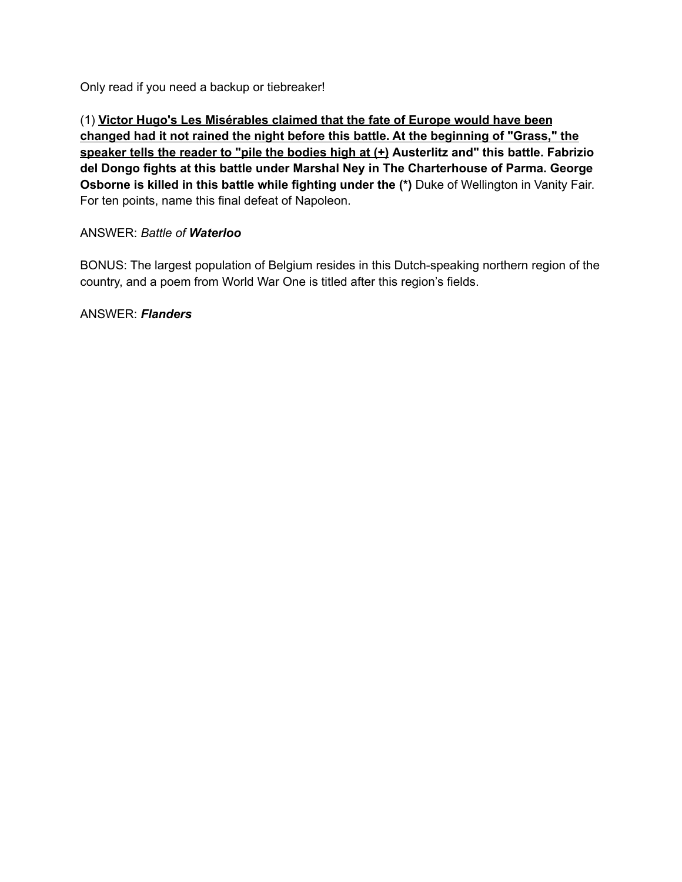Only read if you need a backup or tiebreaker!

(1) <u>**Victor Hugo's Les Misérables claimed that the fate of Europe would have been changed had it not rained the night before this battle. At the beginning of "Grass," the speaker tells the reader to "pile the bodies high at (+)**</u> **Austerlitz and" this battle. Fabrizio del Dongo fights at this battle under Marshal Ney in The Charterhouse of Parma. George Osborne is killed in this battle while fighting under the (*)** Duke of Wellington in Vanity Fair. For ten points, name this final defeat of Napoleon.

ANSWER: *Battle of* ***Waterloo***

BONUS: The largest population of Belgium resides in this Dutch-speaking northern region of the country, and a poem from World War One is titled after this region's fields.

ANSWER: ***Flanders***